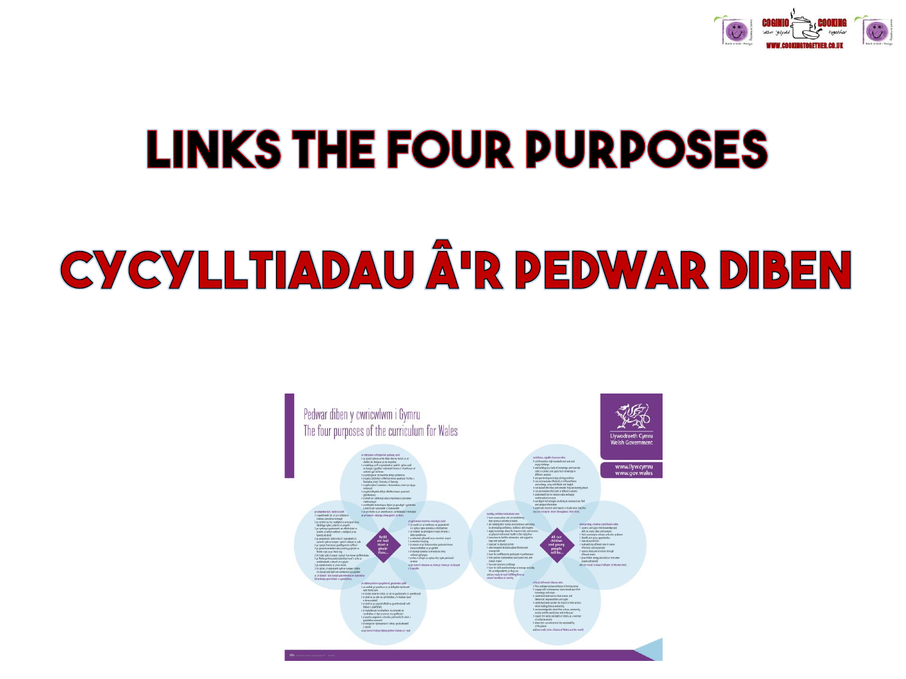# LINKS THE FOUR PURPOSES

# CYCYLLTIADAU Â'R PEDWAR DIBEN

Pedwar diben y cwricwlwm i Gymru
The four purposes of the curriculum for Wales

Llywodraeth Cymru
Welsh Government

www.llyw.cymru
www.gov.wales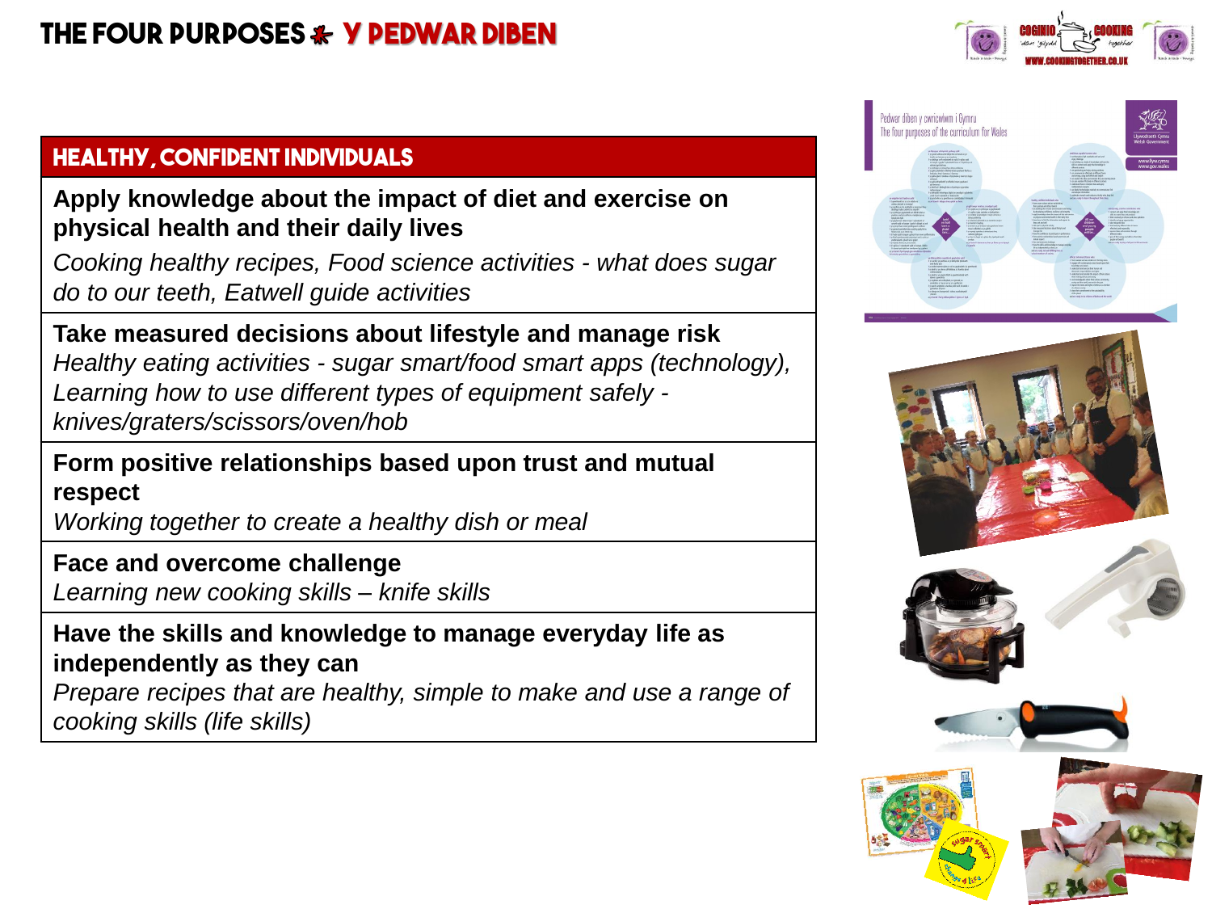# THE FOUR PURPOSES ✱ Y PEDWAR DIBEN

## HEALTHY, CONFIDENT INDIVIDUALS

**Apply knowledge about the impact of diet and exercise on physical health and their daily lives**

*Cooking healthy recipes, Food science activities - what does sugar do to our teeth, Eatwell guide activities*

**Take measured decisions about lifestyle and manage risk**

*Healthy eating activities - sugar smart/food smart apps (technology), Learning how to use different types of equipment safely - knives/graters/scissors/oven/hob*

**Form positive relationships based upon trust and mutual respect**

*Working together to create a healthy dish or meal*

**Face and overcome challenge**

*Learning new cooking skills – knife skills*

**Have the skills and knowledge to manage everyday life as independently as they can**

*Prepare recipes that are healthy, simple to make and use a range of cooking skills (life skills)*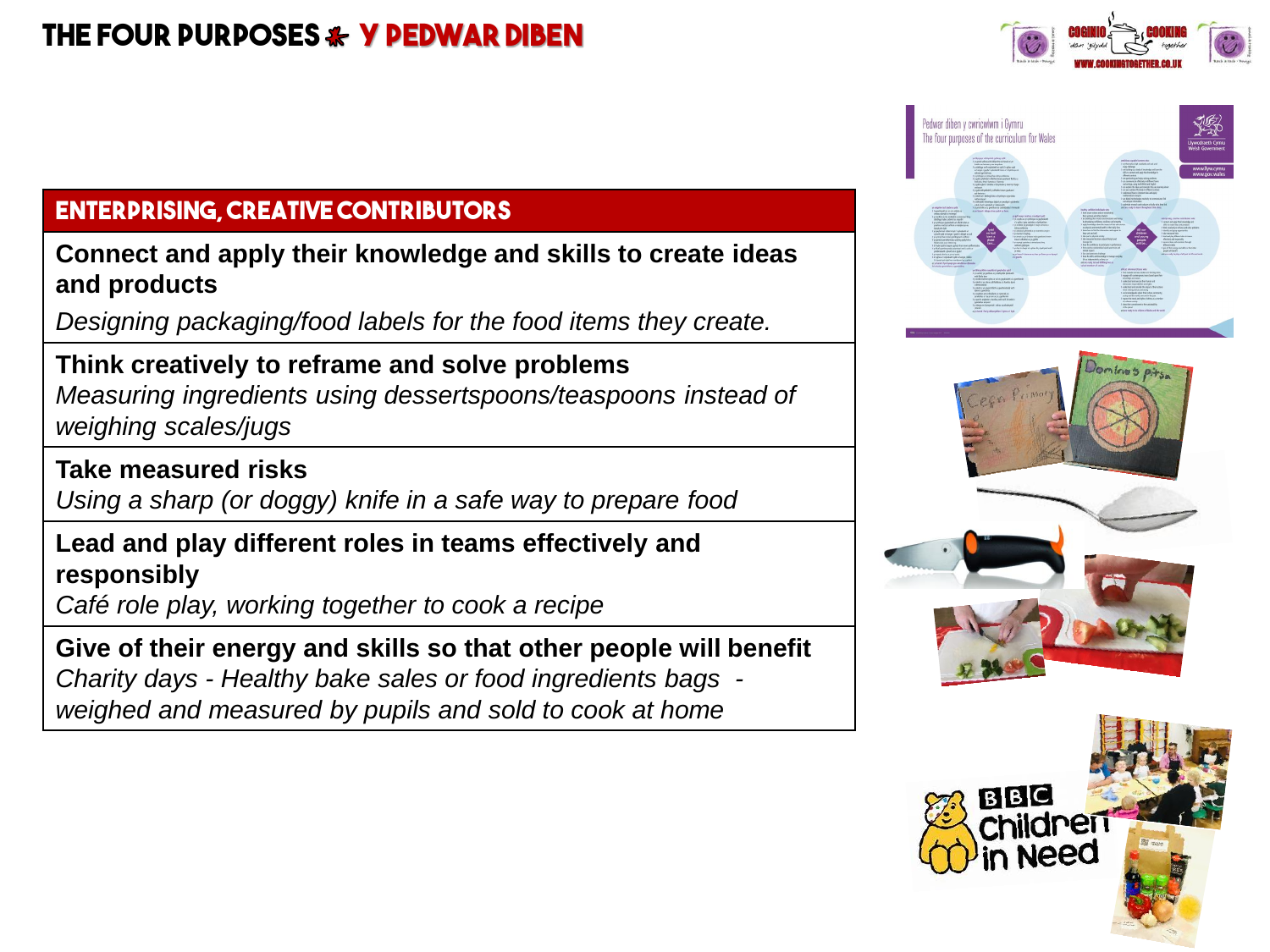# THE FOUR PURPOSES ✤ Y PEDWAR DIBEN

## ENTERPRISING, CREATIVE CONTRIBUTORS

**Connect and apply their knowledge and skills to create ideas and products**

*Designing packaging/food labels for the food items they create.*

**Think creatively to reframe and solve problems**

*Measuring ingredients using dessertspoons/teaspoons instead of weighing scales/jugs*

**Take measured risks**

*Using a sharp (or doggy) knife in a safe way to prepare food*

**Lead and play different roles in teams effectively and responsibly**

*Café role play, working together to cook a recipe*

**Give of their energy and skills so that other people will benefit**

*Charity days - Healthy bake sales or food ingredients bags - weighed and measured by pupils and sold to cook at home*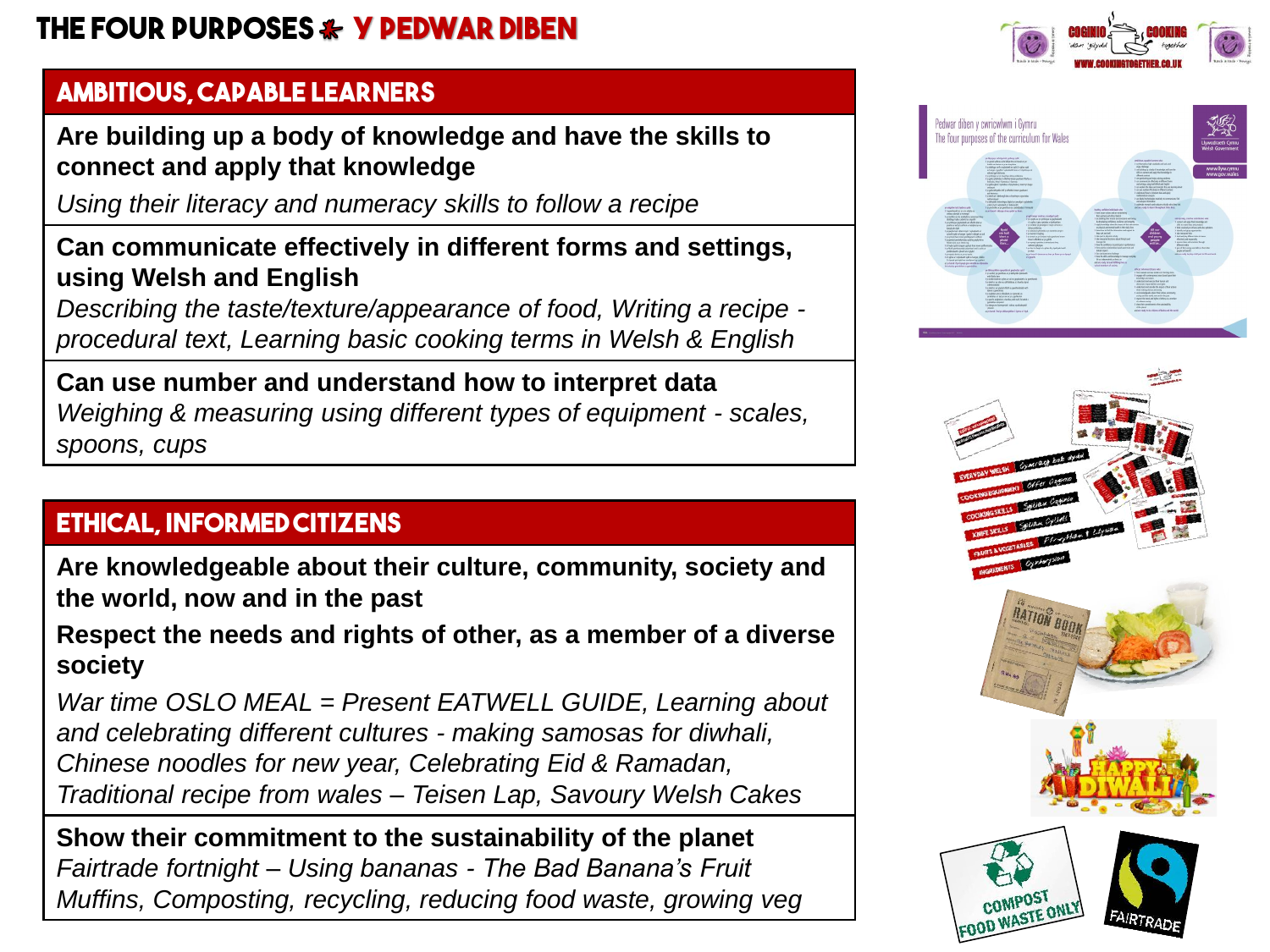# THE FOUR PURPOSES * Y PEDWAR DIBEN

## AMBITIOUS, CAPABLE LEARNERS

**Are building up a body of knowledge and have the skills to connect and apply that knowledge**

*Using their literacy and numeracy skills to follow a recipe*

**Can communicate effectively in different forms and settings, using Welsh and English**

*Describing the taste/texture/appearance of food, Writing a recipe - procedural text, Learning basic cooking terms in Welsh & English*

**Can use number and understand how to interpret data**

*Weighing & measuring using different types of equipment - scales, spoons, cups*

## ETHICAL, INFORMED CITIZENS

**Are knowledgeable about their culture, community, society and the world, now and in the past**

**Respect the needs and rights of other, as a member of a diverse society**

*War time OSLO MEAL = Present EATWELL GUIDE, Learning about and celebrating different cultures - making samosas for diwhali, Chinese noodles for new year, Celebrating Eid & Ramadan, Traditional recipe from wales – Teisen Lap, Savoury Welsh Cakes*

**Show their commitment to the sustainability of the planet**

*Fairtrade fortnight – Using bananas - The Bad Banana's Fruit Muffins, Composting, recycling, reducing food waste, growing veg*